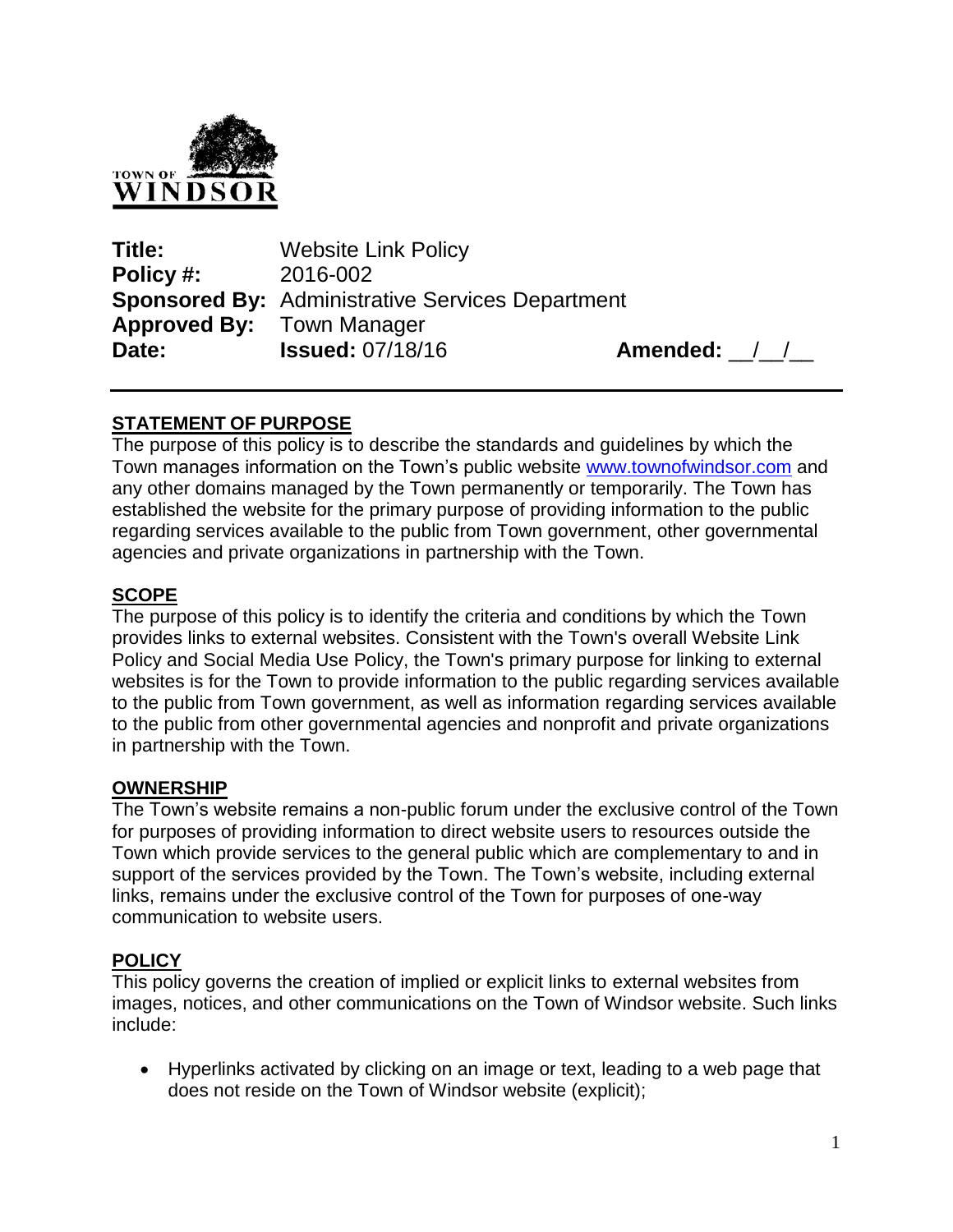TOWN OF WINDSOR

| | | |
|---|---|---|
| **Title:** | Website Link Policy | |
| **Policy #:** | 2016-002 | |
| **Sponsored By:** | Administrative Services Department | |
| **Approved By:** | Town Manager | |
| **Date:** | **Issued:** 07/18/16 | **Amended:** __/__/__ |

## STATEMENT OF PURPOSE

The purpose of this policy is to describe the standards and guidelines by which the Town manages information on the Town's public website www.townofwindsor.com and any other domains managed by the Town permanently or temporarily. The Town has established the website for the primary purpose of providing information to the public regarding services available to the public from Town government, other governmental agencies and private organizations in partnership with the Town.

## SCOPE

The purpose of this policy is to identify the criteria and conditions by which the Town provides links to external websites. Consistent with the Town's overall Website Link Policy and Social Media Use Policy, the Town's primary purpose for linking to external websites is for the Town to provide information to the public regarding services available to the public from Town government, as well as information regarding services available to the public from other governmental agencies and nonprofit and private organizations in partnership with the Town.

## OWNERSHIP

The Town's website remains a non-public forum under the exclusive control of the Town for purposes of providing information to direct website users to resources outside the Town which provide services to the general public which are complementary to and in support of the services provided by the Town. The Town's website, including external links, remains under the exclusive control of the Town for purposes of one-way communication to website users.

## POLICY

This policy governs the creation of implied or explicit links to external websites from images, notices, and other communications on the Town of Windsor website. Such links include:

- Hyperlinks activated by clicking on an image or text, leading to a web page that does not reside on the Town of Windsor website (explicit);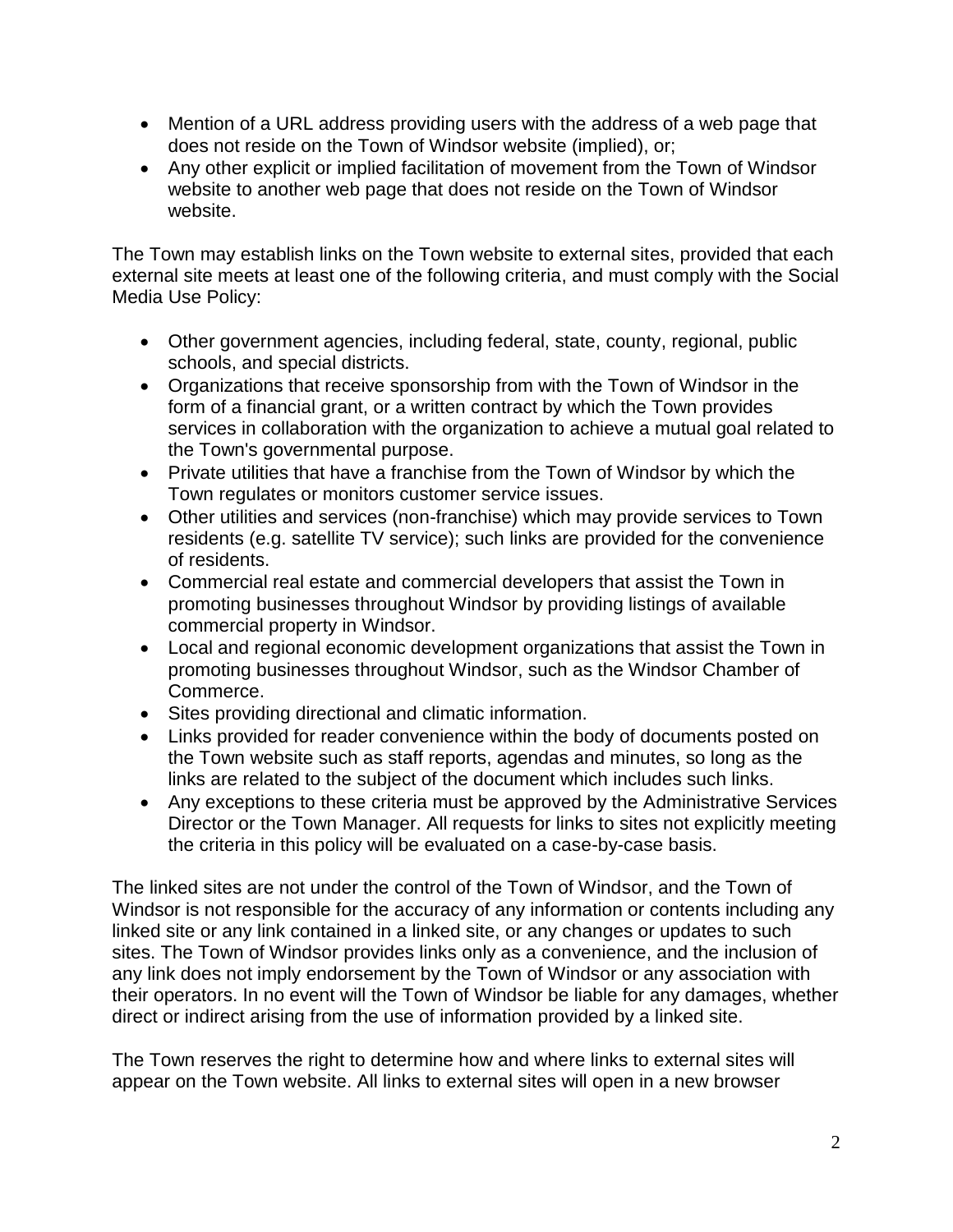- Mention of a URL address providing users with the address of a web page that does not reside on the Town of Windsor website (implied), or;
- Any other explicit or implied facilitation of movement from the Town of Windsor website to another web page that does not reside on the Town of Windsor website.

The Town may establish links on the Town website to external sites, provided that each external site meets at least one of the following criteria, and must comply with the Social Media Use Policy:

- Other government agencies, including federal, state, county, regional, public schools, and special districts.
- Organizations that receive sponsorship from with the Town of Windsor in the form of a financial grant, or a written contract by which the Town provides services in collaboration with the organization to achieve a mutual goal related to the Town's governmental purpose.
- Private utilities that have a franchise from the Town of Windsor by which the Town regulates or monitors customer service issues.
- Other utilities and services (non-franchise) which may provide services to Town residents (e.g. satellite TV service); such links are provided for the convenience of residents.
- Commercial real estate and commercial developers that assist the Town in promoting businesses throughout Windsor by providing listings of available commercial property in Windsor.
- Local and regional economic development organizations that assist the Town in promoting businesses throughout Windsor, such as the Windsor Chamber of Commerce.
- Sites providing directional and climatic information.
- Links provided for reader convenience within the body of documents posted on the Town website such as staff reports, agendas and minutes, so long as the links are related to the subject of the document which includes such links.
- Any exceptions to these criteria must be approved by the Administrative Services Director or the Town Manager. All requests for links to sites not explicitly meeting the criteria in this policy will be evaluated on a case-by-case basis.

The linked sites are not under the control of the Town of Windsor, and the Town of Windsor is not responsible for the accuracy of any information or contents including any linked site or any link contained in a linked site, or any changes or updates to such sites. The Town of Windsor provides links only as a convenience, and the inclusion of any link does not imply endorsement by the Town of Windsor or any association with their operators. In no event will the Town of Windsor be liable for any damages, whether direct or indirect arising from the use of information provided by a linked site.

The Town reserves the right to determine how and where links to external sites will appear on the Town website. All links to external sites will open in a new browser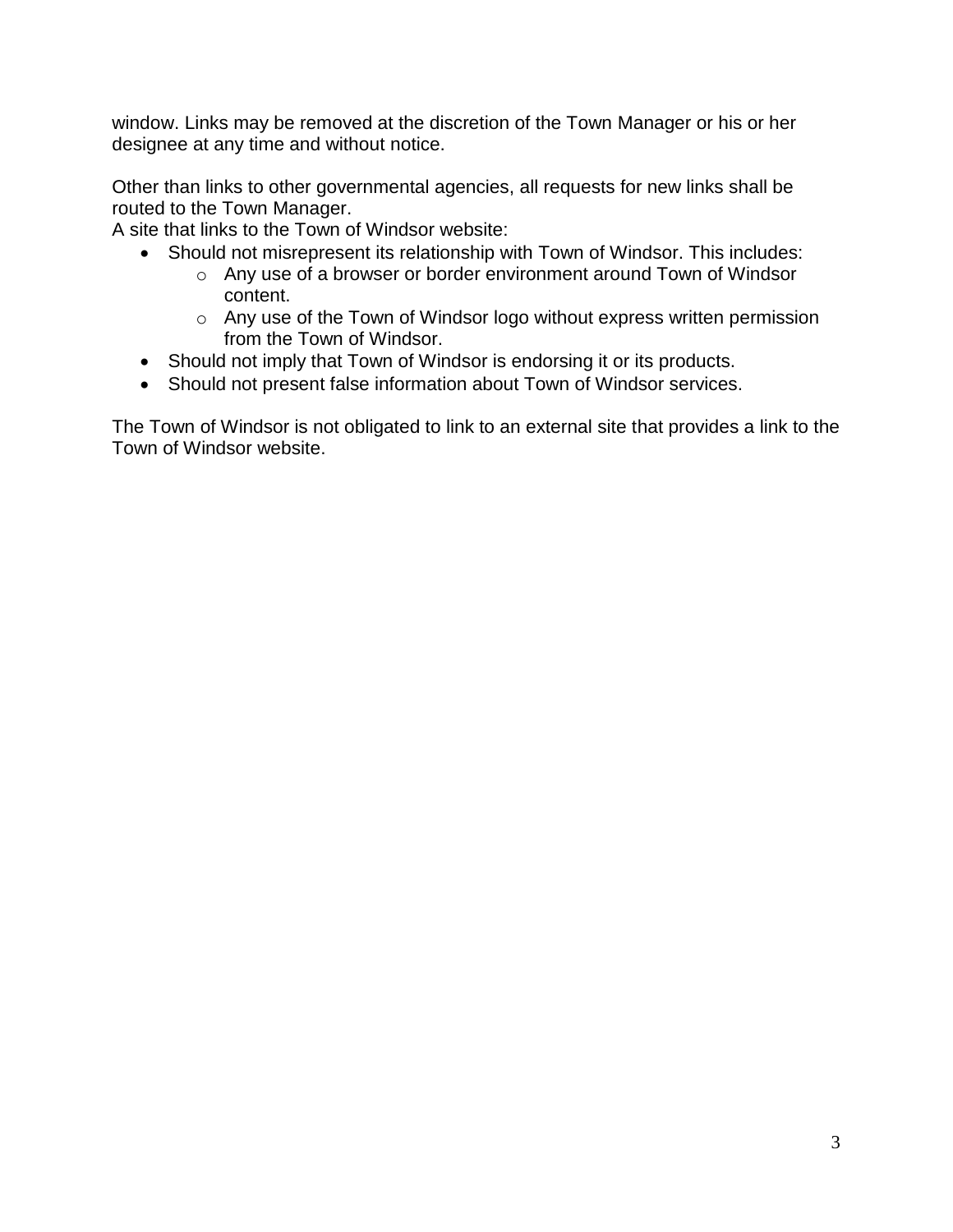window. Links may be removed at the discretion of the Town Manager or his or her designee at any time and without notice.

Other than links to other governmental agencies, all requests for new links shall be routed to the Town Manager.
A site that links to the Town of Windsor website:

- Should not misrepresent its relationship with Town of Windsor. This includes:
  - Any use of a browser or border environment around Town of Windsor content.
  - Any use of the Town of Windsor logo without express written permission from the Town of Windsor.
- Should not imply that Town of Windsor is endorsing it or its products.
- Should not present false information about Town of Windsor services.

The Town of Windsor is not obligated to link to an external site that provides a link to the Town of Windsor website.